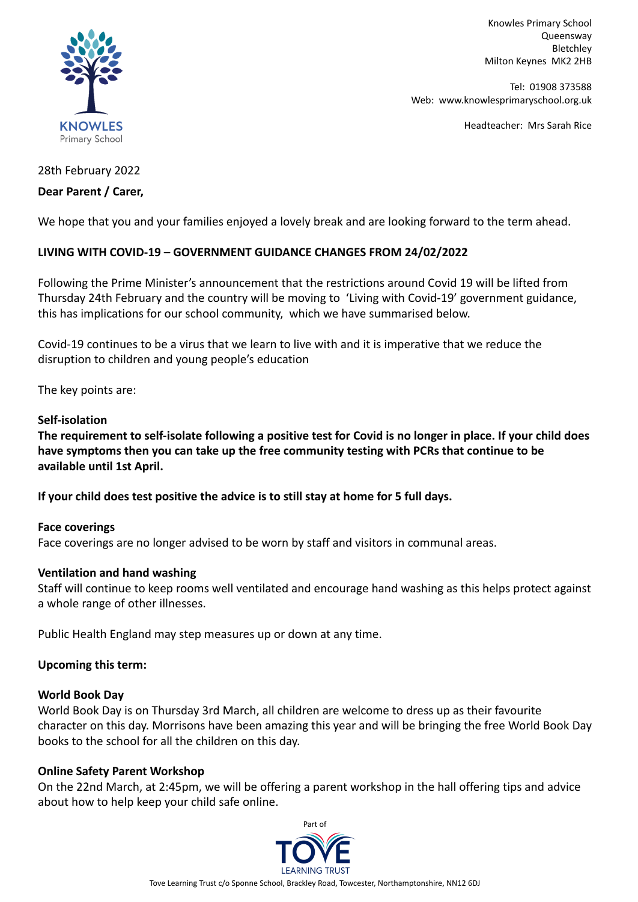Knowles Primary School
Queensway
Bletchley
Milton Keynes MK2 2HB

Tel: 01908 373588
Web: www.knowlesprimaryschool.org.uk

Headteacher: Mrs Sarah Rice

KNOWLES
Primary School

28th February 2022

**Dear Parent / Carer,**

We hope that you and your families enjoyed a lovely break and are looking forward to the term ahead.

**LIVING WITH COVID-19 – GOVERNMENT GUIDANCE CHANGES FROM 24/02/2022**

Following the Prime Minister's announcement that the restrictions around Covid 19 will be lifted from Thursday 24th February and the country will be moving to 'Living with Covid-19' government guidance, this has implications for our school community, which we have summarised below.

Covid-19 continues to be a virus that we learn to live with and it is imperative that we reduce the disruption to children and young people's education

The key points are:

**Self-isolation**

**The requirement to self-isolate following a positive test for Covid is no longer in place. If your child does have symptoms then you can take up the free community testing with PCRs that continue to be available until 1st April.**

**If your child does test positive the advice is to still stay at home for 5 full days.**

**Face coverings**

Face coverings are no longer advised to be worn by staff and visitors in communal areas.

**Ventilation and hand washing**

Staff will continue to keep rooms well ventilated and encourage hand washing as this helps protect against a whole range of other illnesses.

Public Health England may step measures up or down at any time.

**Upcoming this term:**

**World Book Day**

World Book Day is on Thursday 3rd March, all children are welcome to dress up as their favourite character on this day. Morrisons have been amazing this year and will be bringing the free World Book Day books to the school for all the children on this day.

**Online Safety Parent Workshop**

On the 22nd March, at 2:45pm, we will be offering a parent workshop in the hall offering tips and advice about how to help keep your child safe online.

Part of
TOVE
LEARNING TRUST

Tove Learning Trust c/o Sponne School, Brackley Road, Towcester, Northamptonshire, NN12 6DJ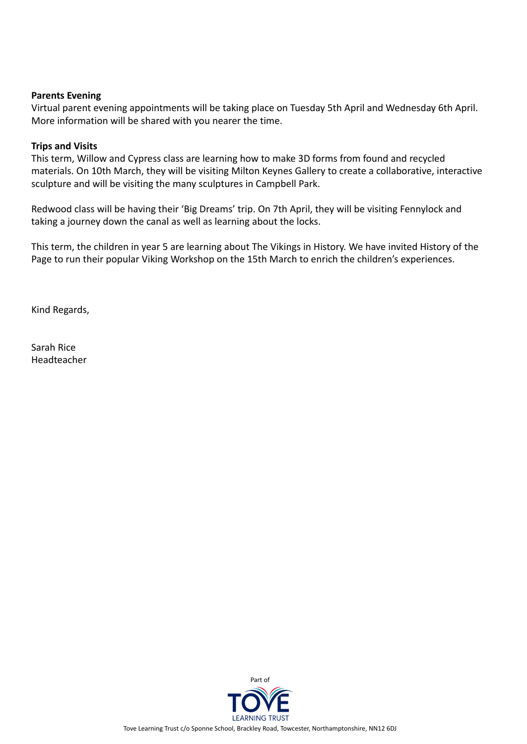**Parents Evening**

Virtual parent evening appointments will be taking place on Tuesday 5th April and Wednesday 6th April. More information will be shared with you nearer the time.

**Trips and Visits**

This term, Willow and Cypress class are learning how to make 3D forms from found and recycled materials. On 10th March, they will be visiting Milton Keynes Gallery to create a collaborative, interactive sculpture and will be visiting the many sculptures in Campbell Park.

Redwood class will be having their 'Big Dreams' trip. On 7th April, they will be visiting Fennylock and taking a journey down the canal as well as learning about the locks.

This term, the children in year 5 are learning about The Vikings in History. We have invited History of the Page to run their popular Viking Workshop on the 15th March to enrich the children's experiences.

Kind Regards,

Sarah Rice
Headteacher

Part of
TOVE
LEARNING TRUST

Tove Learning Trust c/o Sponne School, Brackley Road, Towcester, Northamptonshire, NN12 6DJ